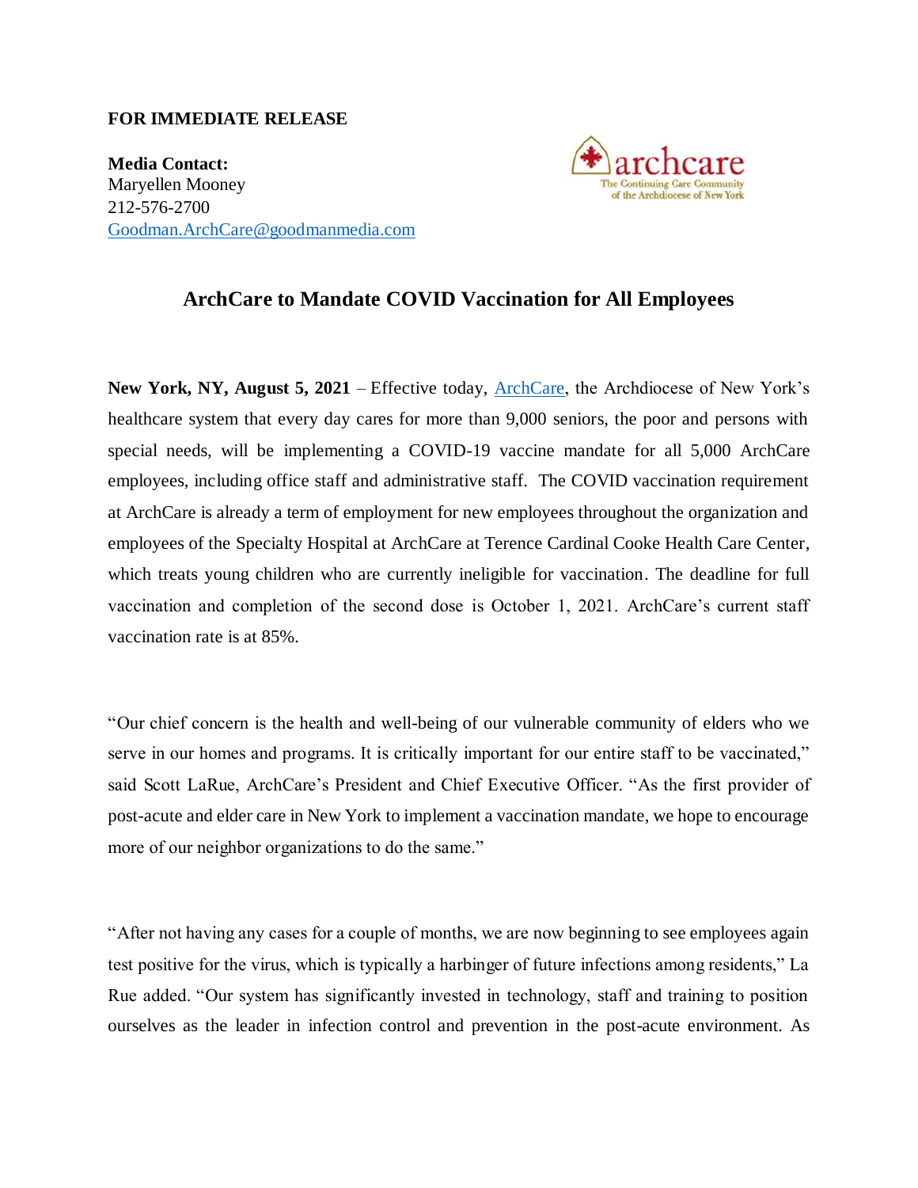**FOR IMMEDIATE RELEASE**

**Media Contact:**
Maryellen Mooney
212-576-2700
Goodman.ArchCare@goodmanmedia.com

archcare
The Continuing Care Community of the Archdiocese of New York

## ArchCare to Mandate COVID Vaccination for All Employees

**New York, NY, August 5, 2021** – Effective today, ArchCare, the Archdiocese of New York's healthcare system that every day cares for more than 9,000 seniors, the poor and persons with special needs, will be implementing a COVID-19 vaccine mandate for all 5,000 ArchCare employees, including office staff and administrative staff. The COVID vaccination requirement at ArchCare is already a term of employment for new employees throughout the organization and employees of the Specialty Hospital at ArchCare at Terence Cardinal Cooke Health Care Center, which treats young children who are currently ineligible for vaccination. The deadline for full vaccination and completion of the second dose is October 1, 2021. ArchCare's current staff vaccination rate is at 85%.

"Our chief concern is the health and well-being of our vulnerable community of elders who we serve in our homes and programs. It is critically important for our entire staff to be vaccinated," said Scott LaRue, ArchCare's President and Chief Executive Officer. "As the first provider of post-acute and elder care in New York to implement a vaccination mandate, we hope to encourage more of our neighbor organizations to do the same."

"After not having any cases for a couple of months, we are now beginning to see employees again test positive for the virus, which is typically a harbinger of future infections among residents," La Rue added. "Our system has significantly invested in technology, staff and training to position ourselves as the leader in infection control and prevention in the post-acute environment. As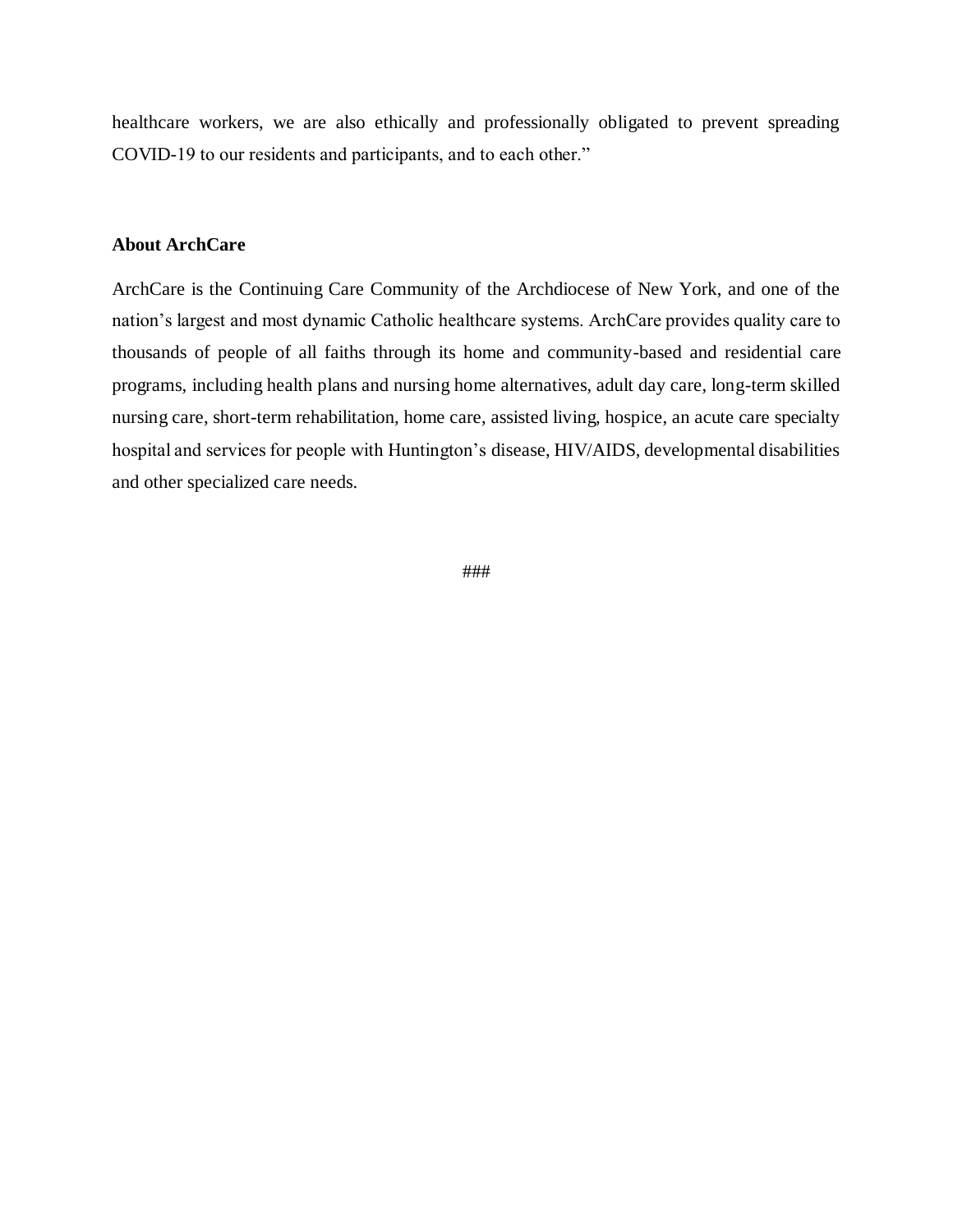healthcare workers, we are also ethically and professionally obligated to prevent spreading COVID-19 to our residents and participants, and to each other."

**About ArchCare**

ArchCare is the Continuing Care Community of the Archdiocese of New York, and one of the nation's largest and most dynamic Catholic healthcare systems. ArchCare provides quality care to thousands of people of all faiths through its home and community-based and residential care programs, including health plans and nursing home alternatives, adult day care, long-term skilled nursing care, short-term rehabilitation, home care, assisted living, hospice, an acute care specialty hospital and services for people with Huntington's disease, HIV/AIDS, developmental disabilities and other specialized care needs.

###